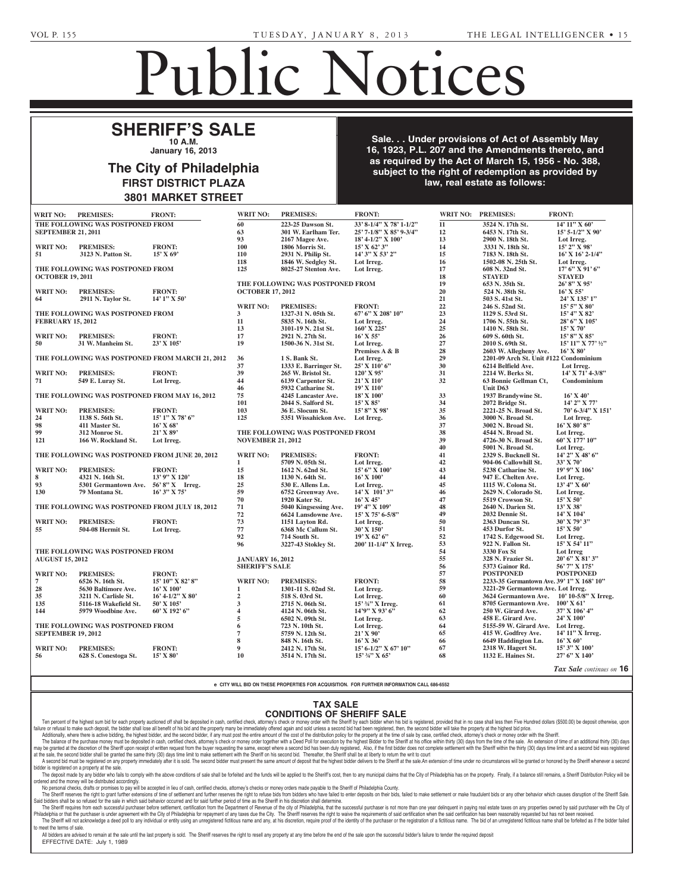# Public Notices

## SHERIFF'S SALE

**10 A.M.**

**January 16, 2013**

## The City of Philadelphia

### FIRST DISTRICT PLAZA

### 3801 MARKET STREET

**Sale. . . Under provisions of Act of Assembly May 16, 1923, P.L. 207 and the Amendments thereto, and as required by the Act of March 15, 1956 - No. 388, subject to the right of redemption as provided by law, real estate as follows:**

**THE FOLLOWING WAS POSTPONED FROM SEPTEMBER 21, 2011**

| WRIT NO: | PREMISES: | FRONT: |
|---|---|---|
| 51 | 3123 N. Patton St. | 15' X 69' |

**THE FOLLOWING WAS POSTPONED FROM OCTOBER 19, 2011**

| WRIT NO: | PREMISES: | FRONT: |
|---|---|---|
| 64 | 2911 N. Taylor St. | 14' 1" X 50' |

**THE FOLLOWING WAS POSTPONED FROM FEBRUARY 15, 2012**

| WRIT NO: | PREMISES: | FRONT: |
|---|---|---|
| 50 | 31 W. Manheim St. | 23' X 105' |

**THE FOLLOWING WAS POSTPONED FROM MARCH 21, 2012**

| WRIT NO: | PREMISES: | FRONT: |
|---|---|---|
| 71 | 549 E. Luray St. | Lot Irreg. |

**THE FOLLOWING WAS POSTPONED FROM MAY 16, 2012**

| WRIT NO: | PREMISES: | FRONT: |
|---|---|---|
| 24 | 1138 S. 56th St. | 15' 1" X 78' 6" |
| 98 | 411 Master St. | 16' X 68' |
| 99 | 312 Monroe St. | 21' X 89' |
| 121 | 166 W. Rockland St. | Lot Irreg. |

**THE FOLLOWING WAS POSTPONED FROM JUNE 20, 2012**

| WRIT NO: | PREMISES: | FRONT: |
|---|---|---|
| 8 | 4321 N. 16th St. | 13' 9" X 120' |
| 93 | 5301 Germantown Ave. | 56' 8" X Irreg. |
| 130 | 79 Montana St. | 16' 3" X 75' |

**THE FOLLOWING WAS POSTPONED FROM JULY 18, 2012**

| WRIT NO: | PREMISES: | FRONT: |
|---|---|---|
| 55 | 504-08 Hermit St. | Lot Irreg. |

**THE FOLLOWING WAS POSTPONED FROM AUGUST 15, 2012**

| WRIT NO: | PREMISES: | FRONT: |
|---|---|---|
| 7 | 6526 N. 16th St. | 15' 10" X 82' 8" |
| 28 | 5630 Baltimore Ave. | 16' X 100' |
| 35 | 3211 N. Carlisle St. | 16' 4-1/2" X 80' |
| 135 | 5116-18 Wakefield St. | 50' X 105' |
| 144 | 5979 Woodbine Ave. | 60' X 192' 6" |

**THE FOLLOWING WAS POSTPONED FROM SEPTEMBER 19, 2012**

| WRIT NO: | PREMISES: | FRONT: |
|---|---|---|
| 56 | 628 S. Conestoga St. | 15' X 80' |
| 60 | 223-25 Dawson St. | 33' 8-1/4" X 78' 1-1/2" |
| 63 | 301 W. Earlham Ter. | 25' 7-1/8" X 85' 9-3/4" |
| 93 | 2167 Magee Ave. | 18' 4-1/2" X 100' |
| 100 | 1806 Morris St. | 15' X 62' 3" |
| 110 | 2931 N. Philip St. | 14' 3" X 53' 2" |
| 118 | 1846 W. Sedgley St. | Lot Irreg. |
| 125 | 8025-27 Stenton Ave. | Lot Irreg. |

**THE FOLLOWING WAS POSTPONED FROM OCTOBER 17, 2012**

| WRIT NO: | PREMISES: | FRONT: |
|---|---|---|
| 3 | 1327-31 N. 05th St. | 67' 6" X 208' 10" |
| 11 | 5835 N. 16th St. | Lot Irreg. |
| 13 | 3101-19 N. 21st St. | 160' X 225' |
| 17 | 2921 N. 27th St. | 16' X 55' |
| 19 | 1500-36 N. 31st St. | Lot Irreg. |
| | | Premises A & B |
| 36 | 1 S. Bank St. | Lot Irreg. |
| 37 | 1333 E. Barringer St. | 25' X 110' 6" |
| 39 | 265 W. Bristol St. | 120' X 95' |
| 44 | 6139 Carpenter St. | 21' X 110' |
| 46 | 5932 Catharine St. | 19' X 110' |
| 75 | 4245 Lancaster Ave. | 18' X 100' |
| 101 | 2044 S. Salford St. | 15' X 85' |
| 103 | 36 E. Slocum St. | 15' 8" X 98' |
| 125 | 5351 Wissahickon Ave. | Lot Irreg. |

**THE FOLLOWING WAS POSTPONED FROM NOVEMBER 21, 2012**

| WRIT NO: | PREMISES: | FRONT: |
|---|---|---|
| 1 | 5709 N. 05th St. | Lot Irreg. |
| 15 | 1612 N. 62nd St. | 15' 6" X 100' |
| 18 | 1130 N. 64th St. | 16' X 100' |
| 25 | 530 E. Allens Ln. | Lot Irreg. |
| 59 | 6752 Greenway Ave. | 14' X 101' 3" |
| 70 | 1920 Kater St. | 16' X 45' |
| 71 | 5040 Kingsessing Ave. | 19' 4" X 109' |
| 72 | 6624 Lansdowne Ave. | 15' X 75' 6-5/8" |
| 73 | 1151 Layton Rd. | Lot Irreg. |
| 77 | 6368 Mc Callum St. | 30' X 150' |
| 92 | 714 South St. | 19' X 62' 6" |
| 96 | 3227-43 Stokley St. | 200' 11-1/4" X Irreg. |

**JANUARY 16, 2012**
**SHERIFF'S SALE**

| WRIT NO: | PREMISES: | FRONT: |
|---|---|---|
| 1 | 1301-11 S. 02nd St. | Lot Irreg. |
| 2 | 518 S. 03rd St. | Lot Irreg. |
| 3 | 2715 N. 06th St. | 15' ¾" X Irreg. |
| 4 | 4124 N. 06th St. | 14'9" X 93' 6" |
| 5 | 6502 N. 09th St. | Lot Irreg. |
| 6 | 723 N. 10th St. | Lot Irreg. |
| 7 | 5759 N. 12th St. | 21' X 90' |
| 8 | 848 N. 16th St. | 16' X 36' |
| 9 | 2412 N. 17th St. | 15' 6-1/2" X 67' 10" |
| 10 | 3514 N. 17th St. | 15' ¾" X 65' |
| 11 | 3524 N. 17th St. | 14' 11" X 60' |
| 12 | 6453 N. 17th St. | 15' 5-1/2" X 90' |
| 13 | 2900 N. 18th St. | Lot Irreg. |
| 14 | 3331 N. 18th St. | 15' 2" X 98' |
| 15 | 7183 N. 18th St. | 16' X 16' 2-1/4" |
| 16 | 1502-08 N. 25th St. | Lot Irreg. |
| 17 | 608 N. 32nd St. | 17' 6" X 91' 6" |
| 18 | STAYED | STAYED |
| 19 | 653 N. 35th St. | 26' 8" X 95' |
| 20 | 524 N. 38th St. | 16' X 55' |
| 21 | 503 S. 41st St. | 24' X 135' 1" |
| 22 | 246 S. 52nd St. | 15' 5" X 80' |
| 23 | 1129 S. 53rd St. | 15' 4" X 82' |
| 24 | 1706 N. 55th St. | 28' 6" X 105' |
| 25 | 1410 N. 58th St. | 15' X 70' |
| 26 | 609 S. 60th St. | 15' 8" X 85' |
| 27 | 2010 S. 69th St. | 15' 11" X 77' ½" |
| 28 | 2603 W. Allegheny Ave. | 16' X 80' |
| 29 | 2201-09 Arch St. Unit #122 Condominium | |
| 30 | 6214 Belfield Ave. | Lot Irreg. |
| 31 | 2214 W. Berks St. | 14' X 71' 4-3/8" |
| 32 | 63 Bonnie Gellman Ct, Unit D63 | Condominium |
| 33 | 1937 Brandywine St. | 16' X 40' |
| 34 | 2072 Bridge St. | 14' 2" X 77' |
| 35 | 2221-25 N. Broad St. | 70' 6-3/4" X 151' |
| 36 | 3000 N. Broad St. | Lot Irreg. |
| 37 | 3002 N. Broad St. | 16' X 80' 8" |
| 38 | 4544 N. Broad St. | Lot Irreg. |
| 39 | 4726-30 N. Broad St. | 60' X 177' 10" |
| 40 | 5001 N. Broad St. | Lot Irreg. |
| 41 | 2329 S. Bucknell St. | 14' 2" X 48' 6" |
| 42 | 904-06 Callowhill St. | 33' X 70' |
| 43 | 5238 Catharine St. | 19' 9" X 106' |
| 44 | 947 E. Chelten Ave. | Lot Irreg. |
| 45 | 1115 W. Colona St. | 13' 4" X 60' |
| 46 | 2629 N. Colorado St. | Lot Irreg. |
| 47 | 5519 Crowson St. | 15' X 50' |
| 48 | 2640 N. Darien St. | 13' X 38' |
| 49 | 2032 Dennie St. | 14' X 104' |
| 50 | 2363 Duncan St. | 30' X 79' 3" |
| 51 | 453 Durfor St. | 15' X 50' |
| 52 | 1742 S. Edgewood St. | Lot Irreg. |
| 53 | 922 N. Fallon St. | 15' X 54' 11" |
| 54 | 3330 Fox St | Lot Irreg |
| 55 | 328 N. Frazier St. | 20' 6" X 81' 3" |
| 56 | 5373 Gainor Rd. | 56' 7" X 175' |
| 57 | POSTPONED | POSTPONED |
| 58 | 2233-35 Germantown Ave. | 39' 1" X 168' 10" |
| 59 | 3221-29 Germantown Ave. | Lot Irreg. |
| 60 | 3624 Germantown Ave. | 10' 10-5/8" X Irreg. |
| 61 | 8705 Germantown Ave. | 100' X 61' |
| 62 | 250 W. Girard Ave. | 37' X 106' 4" |
| 63 | 458 E. Girard Ave. | 24' X 100' |
| 64 | 5155-59 W. Girard Ave. | Lot Irreg. |
| 65 | 415 W. Godfrey Ave. | 14' 11" X Irreg. |
| 66 | 6649 Haddington Ln. | 16' X 60' |
| 67 | 2318 W. Hagert St. | 15' 3" X 100' |
| 68 | 1132 E. Haines St. | 27' 6" X 140' |

*Tax Sale continues on* **16**

**e CITY WILL BID ON THESE PROPERTIES FOR ACQUISITION. FOR FURTHER INFORMATION CALL 686-6552**

## TAX SALE
## CONDITIONS OF SHERIFF SALE

Ten percent of the highest sum bid for each property auctioned off shall be deposited in cash, certified check, attorney's check or money order with the Sheriff by each bidder when his bid is registered, provided that in no case shall less then Five Hundred dollars ($500.00) be deposit otherwise, upon failure or refusal to make such deposit, the bidder shall lose all benefit of his bid and the property many be immediately offered again and sold unless a second bid had been registered, then, the second bidder will take the property at the highest bid price.

Additionally, where there is active bidding, the highest bidder, and the second bidder, if any must post the entire amount of the cost of the distribution policy for the property at the time of sale by case, certified check, attorney's check or money order with the Sheriff.

The balance of the purchase money must be deposited in cash, certified check, attorney's check or money order together with a Deed Poll for execution by the highest Bidder to the Sheriff at his office within thirty (30) days from the time of the sale. An extension of time of an additional thirty (30) days may be granted at the discretion of the Sheriff upon receipt of written request from the buyer requesting the same, except where a second bid has been duly registered, Also, if the first bidder does not complete settlement with the Sheriff within the thirty (30) days time limit and a second bid was registered at the sale, the second bidder shall be granted the same thirty (30) days time limit to make settlement with the Sheriff on his second bid. Thereafter, the Sheriff shall be at liberty to return the writ to court

A second bid must be registered on any property immediately after it is sold. The second bidder must present the same amount of deposit that the highest bidder delivers to the Sheriff at the sale.An extension of time under no circumstances will be granted or honored by the Sheriff whenever a second bidder is registered on a property at the sale.

The deposit made by any bidder who fails to comply with the above conditions of sale shall be forfeited and the funds will be applied to the Sheriff's cost, then to any municipal claims that the City of Philadelphia has on the property. Finally, if a balance still remains, a Sheriff Distribution Policy will be ordered and the money will be distributed accordingly.

No personal checks, drafts or promises to pay will be accepted in lieu of cash, certified checks, attorney's checks or money orders made payable to the Sheriff of Philadelphia County.

The Sheriff reserves the right to grant further extensions of time of settlement and further reserves the right to refuse bids from bidders who have failed to enter deposits on their bids, failed to make settlement or make fraudulent bids or any other behavior which causes disruption of the Sheriff Sale. Said bidders shall be so refused for the sale in which said behavior occurred and for said further period of time as the Sheriff in his discretion shall determine.

The Sheriff requires from each successful purchaser before settlement, certification from the Department of Revenue of the city of Philadelphia, that the successful purchaser is not more than one year delinquent in paying real estate taxes on any properties owned by said purchaser with the City of Philadelphia or that the purchaser is under agreement with the City of Philadelphia for repayment of any taxes due the City. The Sheriff reserves the right to waive the requirements of said certification when the said certification has been reasonably requested but has not been received.

The Sheriff will not acknowledge a deed poll to any individual or entity using an unregistered fictitious name and any, at his discretion, require proof of the identity of the purchaser or the registration of a fictitious name. The bid of an unregistered fictitious name shall be forfeited as if the bidder failed to meet the terms of sale.

All bidders are advised to remain at the sale until the last property is sold. The Sheriff reserves the right to resell any property at any time before the end of the sale upon the successful bidder's failure to tender the required deposit

EFFECTIVE DATE: July 1, 1989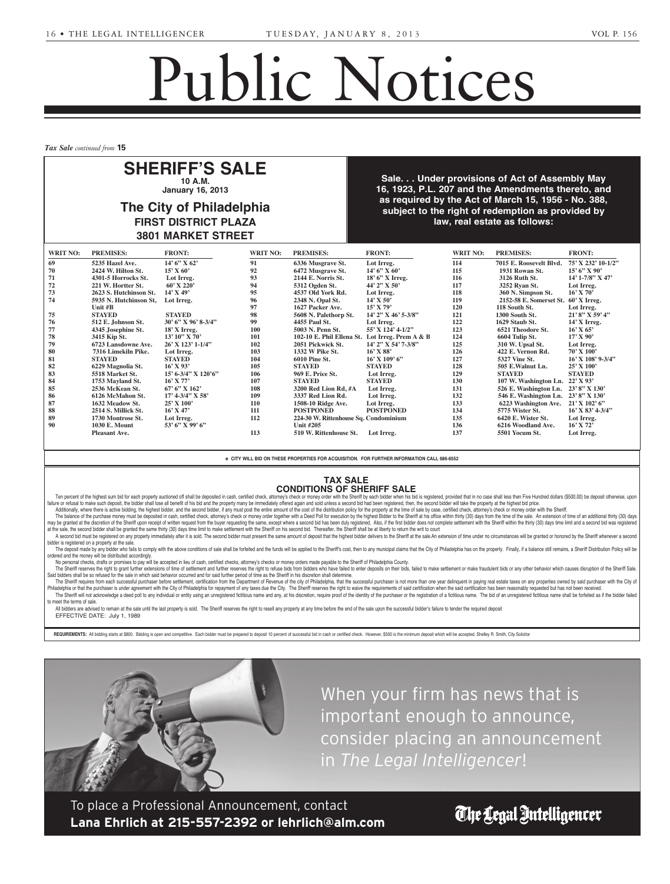# Public Notices

*Tax Sale continued from* **15**

## SHERIFF'S SALE

**10 A.M.**
**January 16, 2013**

### The City of Philadelphia

**FIRST DISTRICT PLAZA**
**3801 MARKET STREET**

**Sale. . . Under provisions of Act of Assembly May 16, 1923, P.L. 207 and the Amendments thereto, and as required by the Act of March 15, 1956 - No. 388, subject to the right of redemption as provided by law, real estate as follows:**

| WRIT NO: | PREMISES: | FRONT: |
|---|---|---|
| 69 | 5235 Hazel Ave. | 14' 6" X 62' |
| 70 | 2424 W. Hilton St. | 15' X 60' |
| 71 | 4301-5 Horrocks St. | Lot Irreg. |
| 72 | 221 W. Hortter St. | 60' X 220' |
| 73 | 2623 S. Hutchinson St. | 14' X 49' |
| 74 | 5935 N. Hutchinson St, Unit #B | Lot Irreg. |
| 75 | STAYED | STAYED |
| 76 | 512 E. Johnson St. | 30' 6" X 96' 8-3/4" |
| 77 | 4345 Josephine St. | 18' X Irreg. |
| 78 | 3415 Kip St. | 13' 10" X 70' |
| 79 | 6723 Lansdowne Ave. | 26' X 123' 1-1/4" |
| 80 | 7316 Limekiln Pike. | Lot Irreg. |
| 81 | STAYED | STAYED |
| 82 | 6229 Magnolia St. | 16' X 93' |
| 83 | 5518 Market St. | 15' 6-3/4" X 120'6" |
| 84 | 1753 Mayland St. | 16' X 77' |
| 85 | 2536 McKean St. | 67' 6" X 162' |
| 86 | 6126 McMahon St. | 17' 4-3/4" X 58' |
| 87 | 1632 Meadow St. | 25' X 100' |
| 88 | 2514 S. Millick St. | 16' X 47' |
| 89 | 1730 Montrose St. | Lot Irreg. |
| 90 | 1030 E. Mount Pleasant Ave. | 53' 6" X 99' 6" |
| 91 | 6336 Musgrave St. | Lot Irreg. |
| 92 | 6472 Musgrave St. | 14' 6" X 60' |
| 93 | 2144 E. Norris St. | 18' 6" X Irreg. |
| 94 | 5312 Ogden St. | 44' 2" X 50' |
| 95 | 4537 Old York Rd. | Lot Irreg. |
| 96 | 2348 N. Opal St. | 14' X 50' |
| 97 | 1627 Packer Ave. | 15' X 79' |
| 98 | 5608 N. Palethorp St. | 14' 2" X 46' 5-3/8" |
| 99 | 4455 Paul St. | Lot Irreg. |
| 100 | 5003 N. Penn St. | 55' X 124' 4-1/2" |
| 101 | 102-10 E. Phil Ellena St. | Lot Irreg. Prem A & B |
| 102 | 2051 Pickwick St. | 14' 2" X 54' 7-3/8" |
| 103 | 1332 W Pike St. | 16' X 88' |
| 104 | 6010 Pine St. | 16' X 109' 6" |
| 105 | STAYED | STAYED |
| 106 | 969 E. Price St. | Lot Irreg. |
| 107 | STAYED | STAYED |
| 108 | 3200 Red Lion Rd, #A | Lot Irreg. |
| 109 | 3337 Red Lion Rd. | Lot Irreg. |
| 110 | 1508-10 Ridge Ave. | Lot Irreg. |
| 111 | POSTPONED | POSTPONED |
| 112 | 224-30 W. Rittenhouse Sq. Unit #205 | Condominium |
| 113 | 510 W. Rittenhouse St. | Lot Irreg. |
| 114 | 7015 E. Roosevelt Blvd. | 75' X 232' 10-1/2" |
| 115 | 1931 Rowan St. | 15' 6" X 90' |
| 116 | 3126 Ruth St. | 14' 1-7/8" X 47' |
| 117 | 3252 Ryan St. | Lot Irreg. |
| 118 | 360 N. Simpson St. | 16' X 70' |
| 119 | 2152-58 E. Somerset St. | 60' X Irreg. |
| 120 | 118 South St. | Lot Irreg. |
| 121 | 1300 South St. | 21' 8" X 59' 4" |
| 122 | 1629 Staub St. | 14' X Irreg. |
| 123 | 6521 Theodore St. | 16' X 65' |
| 124 | 6604 Tulip St. | 17' X 90' |
| 125 | 310 W. Upsal St. | Lot Irreg. |
| 126 | 422 E. Vernon Rd. | 70' X 100' |
| 127 | 5327 Vine St. | 16' X 108' 9-3/4" |
| 128 | 505 E.Walnut Ln. | 25' X 100' |
| 129 | STAYED | STAYED |
| 130 | 107 W. Washington Ln. | 22' X 93' |
| 131 | 526 E. Washington Ln. | 23' 8" X 130' |
| 132 | 546 E. Washington Ln. | 23' 8" X 130' |
| 133 | 6223 Washington Ave. | 21' X 102' 6" |
| 134 | 5775 Wister St. | 16' X 83' 4-3/4" |
| 135 | 6420 E. Wister St. | Lot Irreg. |
| 136 | 6216 Woodland Ave. | 16' X 72' |
| 137 | 5501 Yocum St. | Lot Irreg. |

e CITY WILL BID ON THESE PROPERTIES FOR ACQUISITION. FOR FURTHER INFORMATION CALL 686-6552

### TAX SALE
### CONDITIONS OF SHERIFF SALE

Ten percent of the highest sum bid for each property auctioned off shall be deposited in cash, certified check, attorney's check or money order with the Sheriff by each bidder when his bid is registered, provided that in no case shall less then Five Hundred dollars ($500.00) be deposit otherwise, upon failure or refusal to make such deposit, the bidder shall lose all benefit of his bid and the property many be immediately offered again and sold unless a second bid had been registered, then, the second bidder will take the property at the highest bid price.

Additionally, where there is active bidding, the highest bidder, and the second bidder, if any must post the entire amount of the cost of the distribution policy for the property at the time of sale by case, certified check, attorney's check or money order with the Sheriff.

The balance of the purchase money must be deposited in cash, certified check, attorney's check or money order together with a Deed Poll for execution by the highest Bidder to the Sheriff at his office within thirty (30) days from the time of the sale. An extension of time of an additional thirty (30) days may be granted at the discretion of the Sheriff upon receipt of written request from the buyer requesting the same, except where a second bid has been duly registered, Also, if the first bidder does not complete settlement with the Sheriff within the thirty (30) days time limit and a second bid was registered at the sale, the second bidder shall be granted the same thirty (30) days time limit to make settlement with the Sheriff on his second bid. Thereafter, the Sheriff shall be at liberty to return the writ to court

A second bid must be registered on any property immediately after it is sold. The second bidder must present the same amount of deposit that the highest bidder delivers to the Sheriff at the sale.An extension of time under no circumstances will be granted or honored by the Sheriff whenever a second bidder is registered on a property at the sale.

The deposit made by any bidder who fails to comply with the above conditions of sale shall be forfeited and the funds will be applied to the Sheriff's cost, then to any municipal claims that the City of Philadelphia has on the property. Finally, if a balance still remains, a Sheriff Distribution Policy will be ordered and the money will be distributed accordingly.

No personal checks, drafts or promises to pay will be accepted in lieu of cash, certified checks, attorney's checks or money orders made payable to the Sheriff of Philadelphia County.

The Sheriff reserves the right to grant further extensions of time of settlement and further reserves the right to refuse bids from bidders who have failed to enter deposits on their bids, failed to make settlement or make fraudulent bids or any other behavior which causes disruption of the Sheriff Sale. Said bidders shall be so refused for the sale in which said behavior occurred and for said further period of time as the Sheriff in his discretion shall determine.

The Sheriff requires from each successful purchaser before settlement, certification from the Department of Revenue of the city of Philadelphia, that the successful purchaser is not more than one year delinquent in paying real estate taxes on any properties owned by said purchaser with the City of Philadelphia or that the purchaser is under agreement with the City of Philadelphia for repayment of any taxes due the City. The Sheriff reserves the right to waive the requirements of said certification when the said certification has been reasonably requested but has not been received.

The Sheriff will not acknowledge a deed poll to any individual or entity using an unregistered fictitious name and any, at his discretion, require proof of the identity of the purchaser or the registration of a fictitious name. The bid of an unregistered fictitious name shall be forfeited as if the bidder failed to meet the terms of sale.

All bidders are advised to remain at the sale until the last property is sold. The Sheriff reserves the right to resell any property at any time before the end of the sale upon the successful bidder's failure to tender the required deposit

EFFECTIVE DATE: July 1, 1989

**REQUIREMENTS:** All bidding starts at $800. Bidding is open and competitive. Each bidder must be prepared to deposit 10 percent of successful bid in cash or certified check. However, $500 is the minimum deposit which will be accepted. Shelley R. Smith, City Solicitor

When your firm has news that is important enough to announce, consider placing an announcement in *The Legal Intelligencer*!

To place a Professional Announcement, contact
**Lana Ehrlich at 215-557-2392 or lehrlich@alm.com**

The Legal Intelligencer